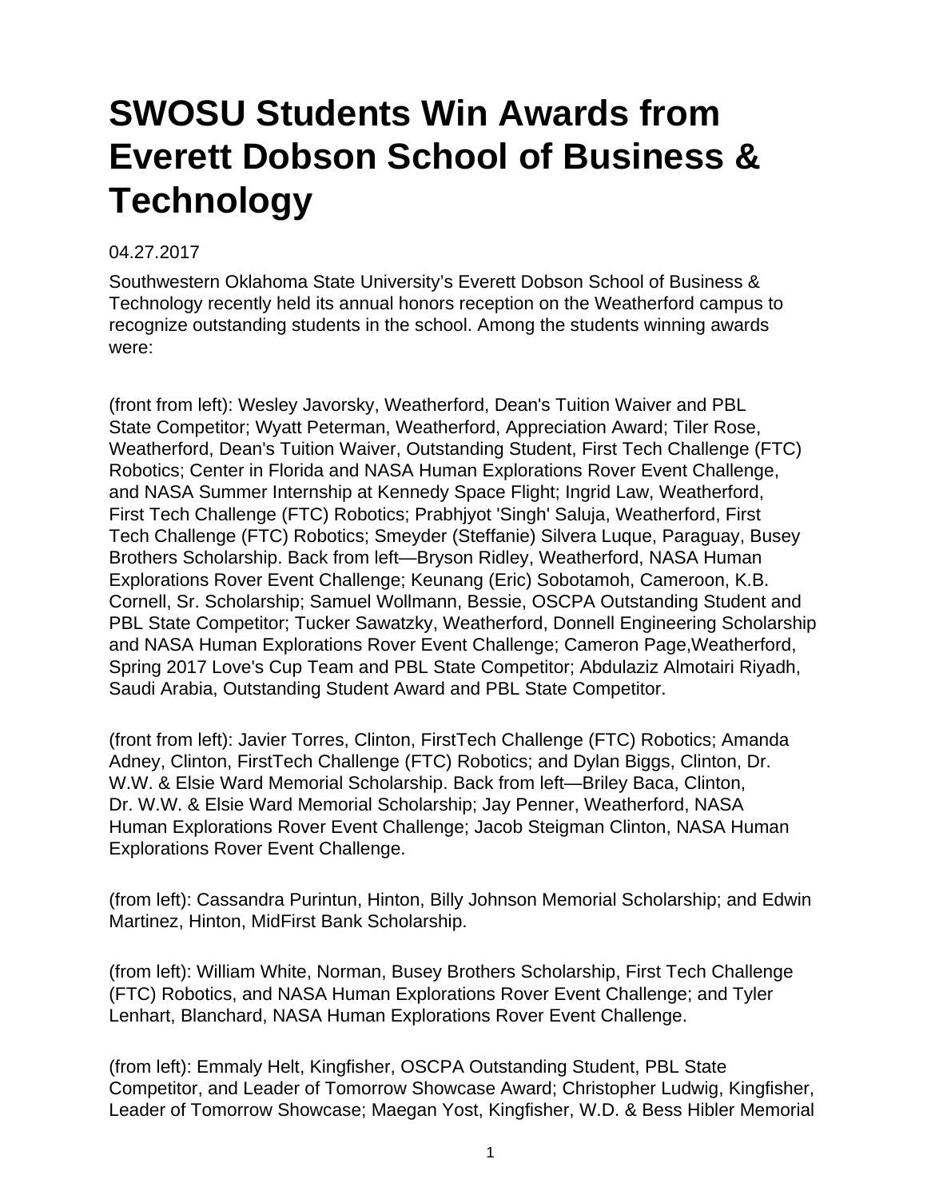# SWOSU Students Win Awards from Everett Dobson School of Business & Technology

04.27.2017

Southwestern Oklahoma State University's Everett Dobson School of Business & Technology recently held its annual honors reception on the Weatherford campus to recognize outstanding students in the school. Among the students winning awards were:

(front from left): Wesley Javorsky, Weatherford, Dean's Tuition Waiver and PBL State Competitor; Wyatt Peterman, Weatherford, Appreciation Award; Tiler Rose, Weatherford, Dean's Tuition Waiver, Outstanding Student, First Tech Challenge (FTC) Robotics; Center in Florida and NASA Human Explorations Rover Event Challenge, and NASA Summer Internship at Kennedy Space Flight; Ingrid Law, Weatherford, First Tech Challenge (FTC) Robotics; Prabhjyot 'Singh' Saluja, Weatherford, First Tech Challenge (FTC) Robotics; Smeyder (Steffanie) Silvera Luque, Paraguay, Busey Brothers Scholarship. Back from left—Bryson Ridley, Weatherford, NASA Human Explorations Rover Event Challenge; Keunang (Eric) Sobotamoh, Cameroon, K.B. Cornell, Sr. Scholarship; Samuel Wollmann, Bessie, OSCPA Outstanding Student and PBL State Competitor; Tucker Sawatzky, Weatherford, Donnell Engineering Scholarship and NASA Human Explorations Rover Event Challenge; Cameron Page,Weatherford, Spring 2017 Love's Cup Team and PBL State Competitor; Abdulaziz Almotairi Riyadh, Saudi Arabia, Outstanding Student Award and PBL State Competitor.

(front from left): Javier Torres, Clinton, FirstTech Challenge (FTC) Robotics; Amanda Adney, Clinton, FirstTech Challenge (FTC) Robotics; and Dylan Biggs, Clinton, Dr. W.W. & Elsie Ward Memorial Scholarship. Back from left—Briley Baca, Clinton, Dr. W.W. & Elsie Ward Memorial Scholarship; Jay Penner, Weatherford, NASA Human Explorations Rover Event Challenge; Jacob Steigman Clinton, NASA Human Explorations Rover Event Challenge.

(from left): Cassandra Purintun, Hinton, Billy Johnson Memorial Scholarship; and Edwin Martinez, Hinton, MidFirst Bank Scholarship.

(from left): William White, Norman, Busey Brothers Scholarship, First Tech Challenge (FTC) Robotics, and NASA Human Explorations Rover Event Challenge; and Tyler Lenhart, Blanchard, NASA Human Explorations Rover Event Challenge.

(from left): Emmaly Helt, Kingfisher, OSCPA Outstanding Student, PBL State Competitor, and Leader of Tomorrow Showcase Award; Christopher Ludwig, Kingfisher, Leader of Tomorrow Showcase; Maegan Yost, Kingfisher, W.D. & Bess Hibler Memorial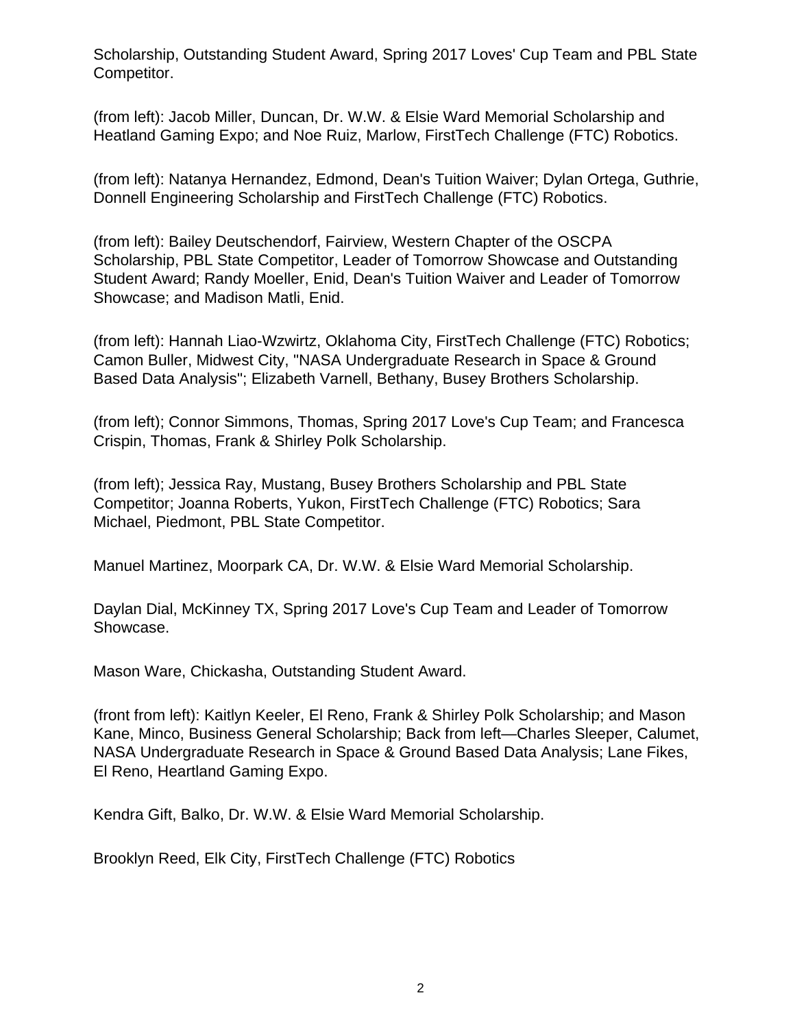Scholarship, Outstanding Student Award, Spring 2017 Loves' Cup Team and PBL State Competitor.

(from left): Jacob Miller, Duncan, Dr. W.W. & Elsie Ward Memorial Scholarship and Heatland Gaming Expo; and Noe Ruiz, Marlow, FirstTech Challenge (FTC) Robotics.

(from left): Natanya Hernandez, Edmond, Dean's Tuition Waiver; Dylan Ortega, Guthrie, Donnell Engineering Scholarship and FirstTech Challenge (FTC) Robotics.

(from left): Bailey Deutschendorf, Fairview, Western Chapter of the OSCPA Scholarship, PBL State Competitor, Leader of Tomorrow Showcase and Outstanding Student Award; Randy Moeller, Enid, Dean's Tuition Waiver and Leader of Tomorrow Showcase; and Madison Matli, Enid.

(from left): Hannah Liao-Wzwirtz, Oklahoma City, FirstTech Challenge (FTC) Robotics; Camon Buller, Midwest City, "NASA Undergraduate Research in Space & Ground Based Data Analysis"; Elizabeth Varnell, Bethany, Busey Brothers Scholarship.

(from left); Connor Simmons, Thomas, Spring 2017 Love's Cup Team; and Francesca Crispin, Thomas, Frank & Shirley Polk Scholarship.

(from left); Jessica Ray, Mustang, Busey Brothers Scholarship and PBL State Competitor; Joanna Roberts, Yukon, FirstTech Challenge (FTC) Robotics; Sara Michael, Piedmont, PBL State Competitor.

Manuel Martinez, Moorpark CA, Dr. W.W. & Elsie Ward Memorial Scholarship.

Daylan Dial, McKinney TX, Spring 2017 Love's Cup Team and Leader of Tomorrow Showcase.

Mason Ware, Chickasha, Outstanding Student Award.

(front from left): Kaitlyn Keeler, El Reno, Frank & Shirley Polk Scholarship; and Mason Kane, Minco, Business General Scholarship; Back from left—Charles Sleeper, Calumet, NASA Undergraduate Research in Space & Ground Based Data Analysis; Lane Fikes, El Reno, Heartland Gaming Expo.

Kendra Gift, Balko, Dr. W.W. & Elsie Ward Memorial Scholarship.

Brooklyn Reed, Elk City, FirstTech Challenge (FTC) Robotics